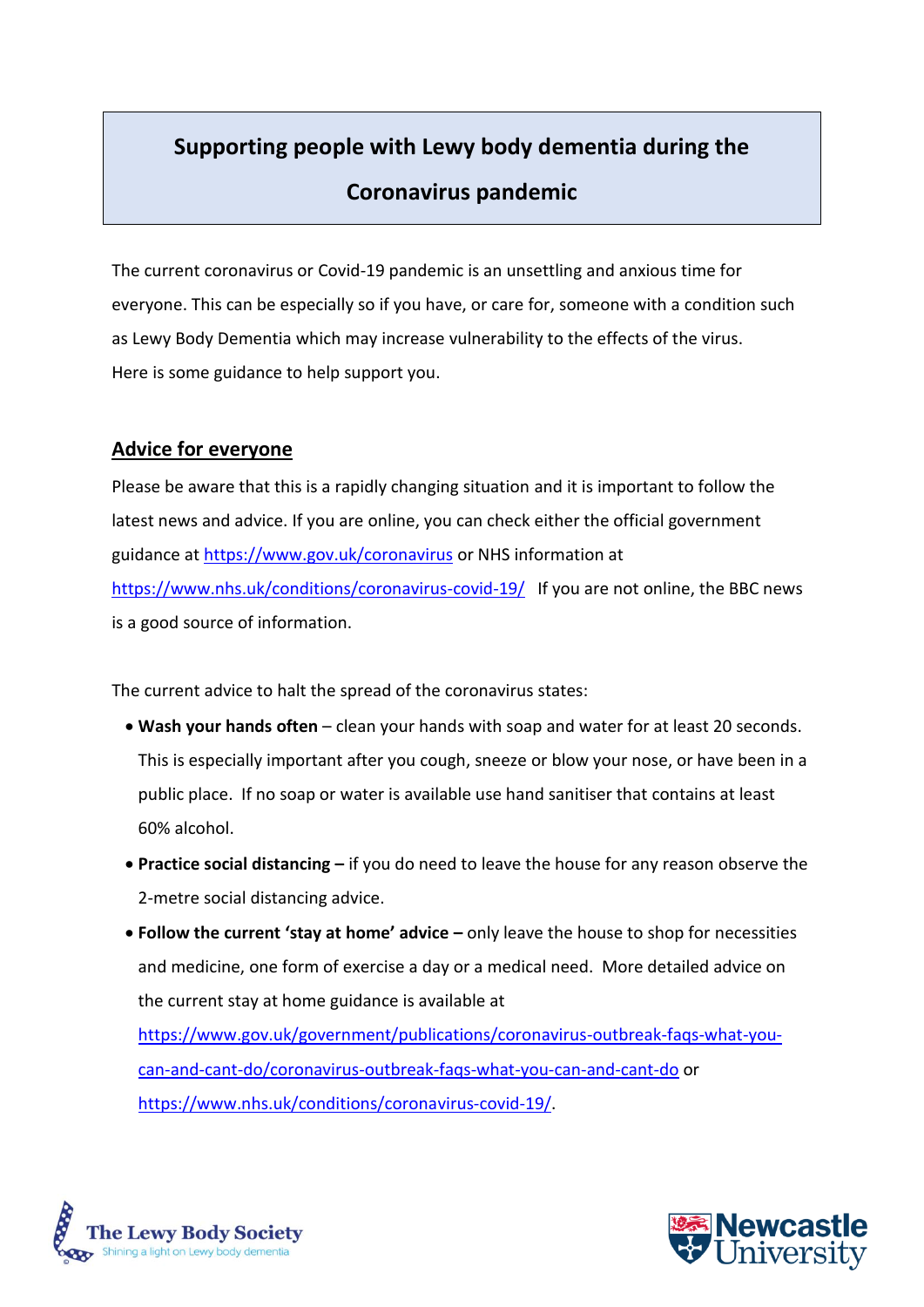# Supporting people with Lewy body dementia during the Coronavirus pandemic

The current coronavirus or Covid-19 pandemic is an unsettling and anxious time for everyone. This can be especially so if you have, or care for, someone with a condition such as Lewy Body Dementia which may increase vulnerability to the effects of the virus. Here is some guidance to help support you.

## Advice for everyone

Please be aware that this is a rapidly changing situation and it is important to follow the latest news and advice. If you are online, you can check either the official government guidance at https://www.gov.uk/coronavirus or NHS information at https://www.nhs.uk/conditions/coronavirus-covid-19/ If you are not online, the BBC news is a good source of information.

The current advice to halt the spread of the coronavirus states:

- **Wash your hands often** – clean your hands with soap and water for at least 20 seconds. This is especially important after you cough, sneeze or blow your nose, or have been in a public place. If no soap or water is available use hand sanitiser that contains at least 60% alcohol.
- **Practice social distancing –** if you do need to leave the house for any reason observe the 2-metre social distancing advice.
- **Follow the current 'stay at home' advice –** only leave the house to shop for necessities and medicine, one form of exercise a day or a medical need. More detailed advice on the current stay at home guidance is available at https://www.gov.uk/government/publications/coronavirus-outbreak-faqs-what-you-can-and-cant-do/coronavirus-outbreak-faqs-what-you-can-and-cant-do or https://www.nhs.uk/conditions/coronavirus-covid-19/.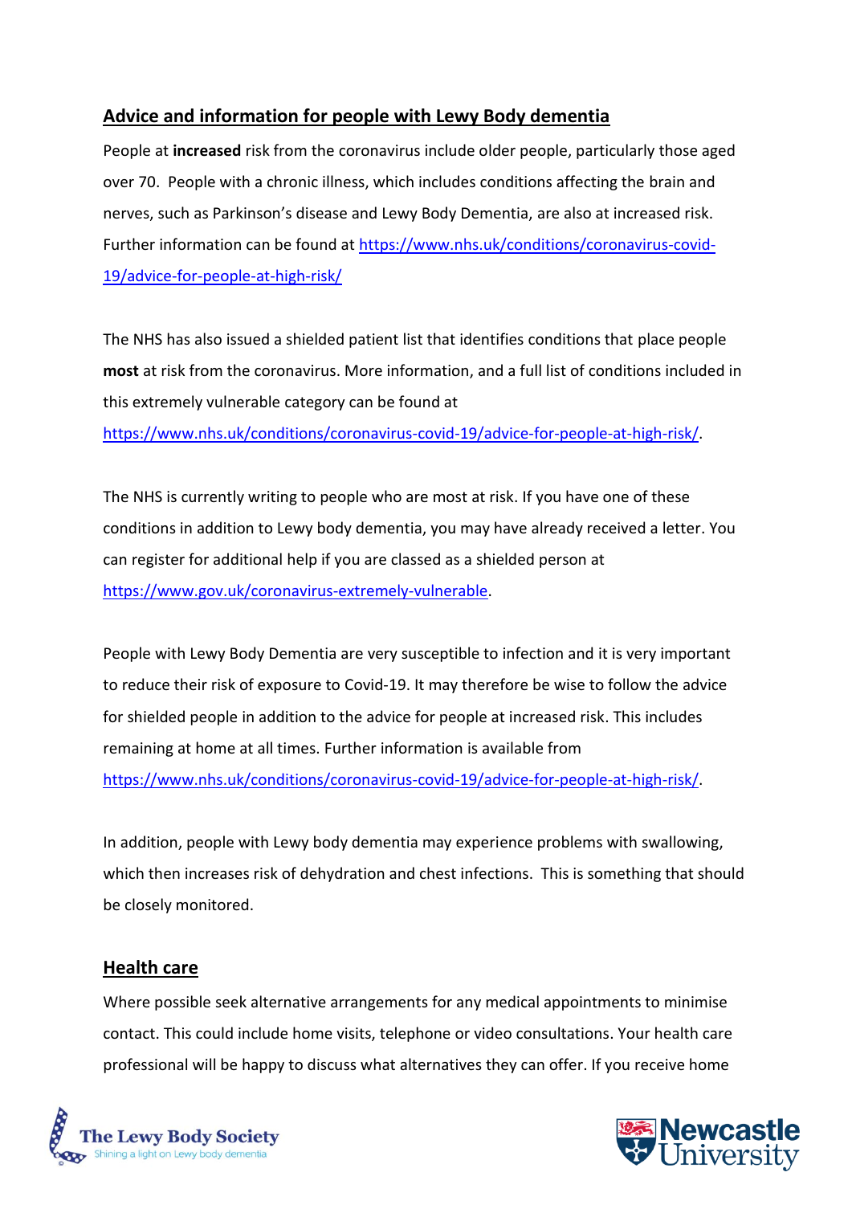## Advice and information for people with Lewy Body dementia

People at **increased** risk from the coronavirus include older people, particularly those aged over 70. People with a chronic illness, which includes conditions affecting the brain and nerves, such as Parkinson's disease and Lewy Body Dementia, are also at increased risk. Further information can be found at [https://www.nhs.uk/conditions/coronavirus-covid-19/advice-for-people-at-high-risk/](https://www.nhs.uk/conditions/coronavirus-covid-19/advice-for-people-at-high-risk/)

The NHS has also issued a shielded patient list that identifies conditions that place people **most** at risk from the coronavirus. More information, and a full list of conditions included in this extremely vulnerable category can be found at [https://www.nhs.uk/conditions/coronavirus-covid-19/advice-for-people-at-high-risk/](https://www.nhs.uk/conditions/coronavirus-covid-19/advice-for-people-at-high-risk/).

The NHS is currently writing to people who are most at risk. If you have one of these conditions in addition to Lewy body dementia, you may have already received a letter. You can register for additional help if you are classed as a shielded person at [https://www.gov.uk/coronavirus-extremely-vulnerable](https://www.gov.uk/coronavirus-extremely-vulnerable).

People with Lewy Body Dementia are very susceptible to infection and it is very important to reduce their risk of exposure to Covid-19. It may therefore be wise to follow the advice for shielded people in addition to the advice for people at increased risk. This includes remaining at home at all times. Further information is available from [https://www.nhs.uk/conditions/coronavirus-covid-19/advice-for-people-at-high-risk/](https://www.nhs.uk/conditions/coronavirus-covid-19/advice-for-people-at-high-risk/).

In addition, people with Lewy body dementia may experience problems with swallowing, which then increases risk of dehydration and chest infections. This is something that should be closely monitored.

## Health care

Where possible seek alternative arrangements for any medical appointments to minimise contact. This could include home visits, telephone or video consultations. Your health care professional will be happy to discuss what alternatives they can offer. If you receive home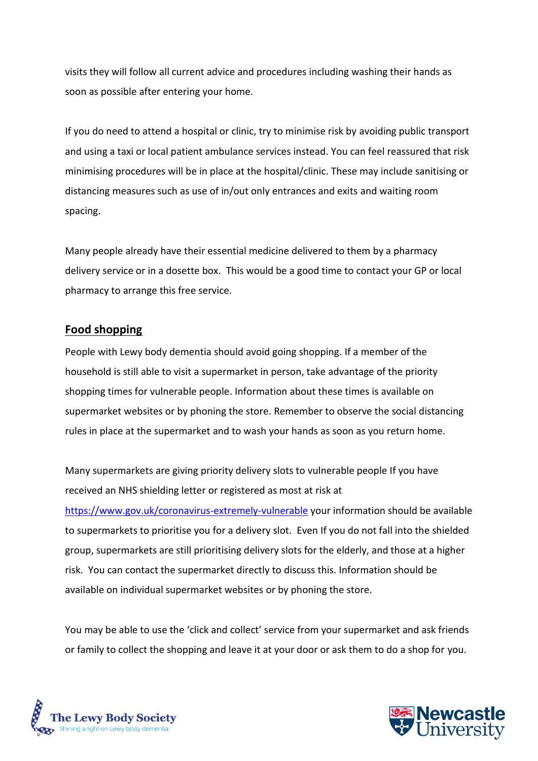visits they will follow all current advice and procedures including washing their hands as soon as possible after entering your home.

If you do need to attend a hospital or clinic, try to minimise risk by avoiding public transport and using a taxi or local patient ambulance services instead. You can feel reassured that risk minimising procedures will be in place at the hospital/clinic. These may include sanitising or distancing measures such as use of in/out only entrances and exits and waiting room spacing.

Many people already have their essential medicine delivered to them by a pharmacy delivery service or in a dosette box. This would be a good time to contact your GP or local pharmacy to arrange this free service.

## Food shopping

People with Lewy body dementia should avoid going shopping. If a member of the household is still able to visit a supermarket in person, take advantage of the priority shopping times for vulnerable people. Information about these times is available on supermarket websites or by phoning the store. Remember to observe the social distancing rules in place at the supermarket and to wash your hands as soon as you return home.

Many supermarkets are giving priority delivery slots to vulnerable people If you have received an NHS shielding letter or registered as most at risk at https://www.gov.uk/coronavirus-extremely-vulnerable your information should be available to supermarkets to prioritise you for a delivery slot. Even If you do not fall into the shielded group, supermarkets are still prioritising delivery slots for the elderly, and those at a higher risk. You can contact the supermarket directly to discuss this. Information should be available on individual supermarket websites or by phoning the store.

You may be able to use the 'click and collect' service from your supermarket and ask friends or family to collect the shopping and leave it at your door or ask them to do a shop for you.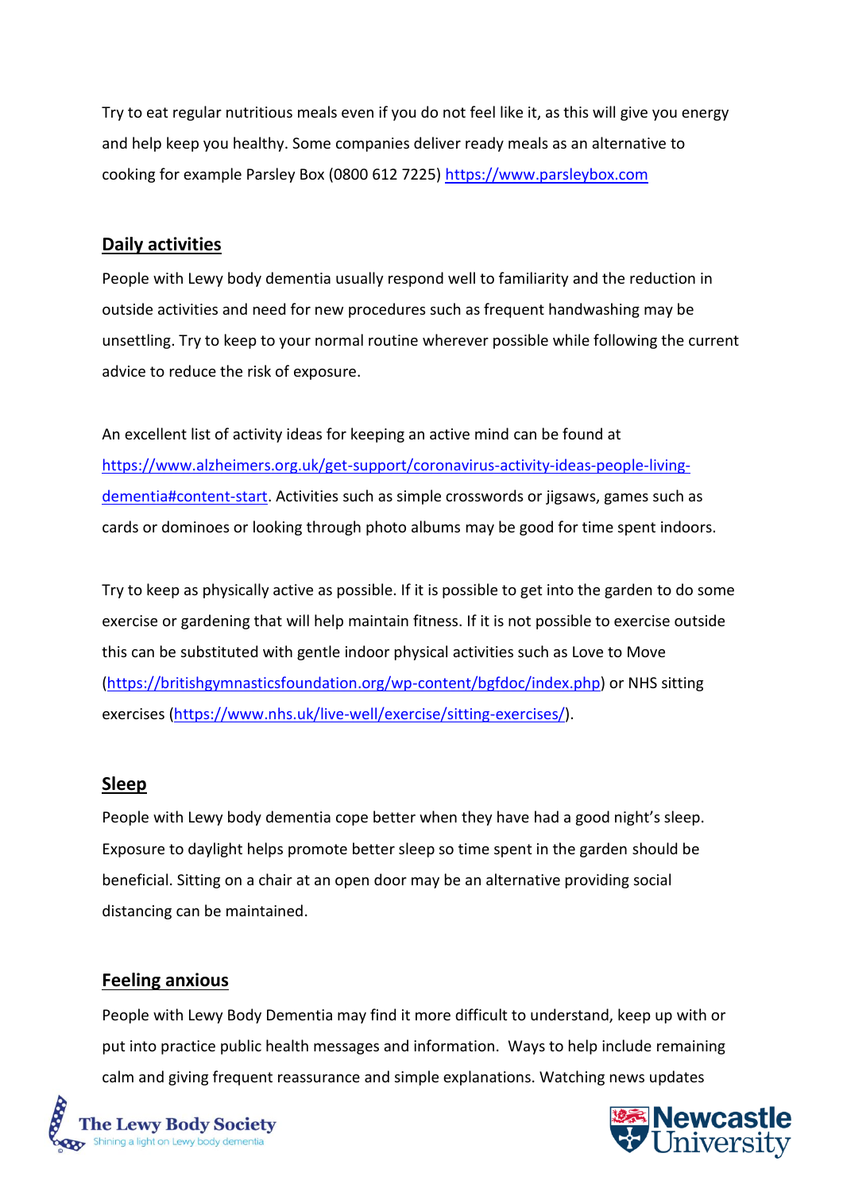Try to eat regular nutritious meals even if you do not feel like it, as this will give you energy and help keep you healthy. Some companies deliver ready meals as an alternative to cooking for example Parsley Box (0800 612 7225) https://www.parsleybox.com

## Daily activities

People with Lewy body dementia usually respond well to familiarity and the reduction in outside activities and need for new procedures such as frequent handwashing may be unsettling. Try to keep to your normal routine wherever possible while following the current advice to reduce the risk of exposure.

An excellent list of activity ideas for keeping an active mind can be found at https://www.alzheimers.org.uk/get-support/coronavirus-activity-ideas-people-living-dementia#content-start. Activities such as simple crosswords or jigsaws, games such as cards or dominoes or looking through photo albums may be good for time spent indoors.

Try to keep as physically active as possible. If it is possible to get into the garden to do some exercise or gardening that will help maintain fitness. If it is not possible to exercise outside this can be substituted with gentle indoor physical activities such as Love to Move (https://britishgymnasticsfoundation.org/wp-content/bgfdoc/index.php) or NHS sitting exercises (https://www.nhs.uk/live-well/exercise/sitting-exercises/).

## Sleep

People with Lewy body dementia cope better when they have had a good night's sleep. Exposure to daylight helps promote better sleep so time spent in the garden should be beneficial. Sitting on a chair at an open door may be an alternative providing social distancing can be maintained.

## Feeling anxious

People with Lewy Body Dementia may find it more difficult to understand, keep up with or put into practice public health messages and information. Ways to help include remaining calm and giving frequent reassurance and simple explanations. Watching news updates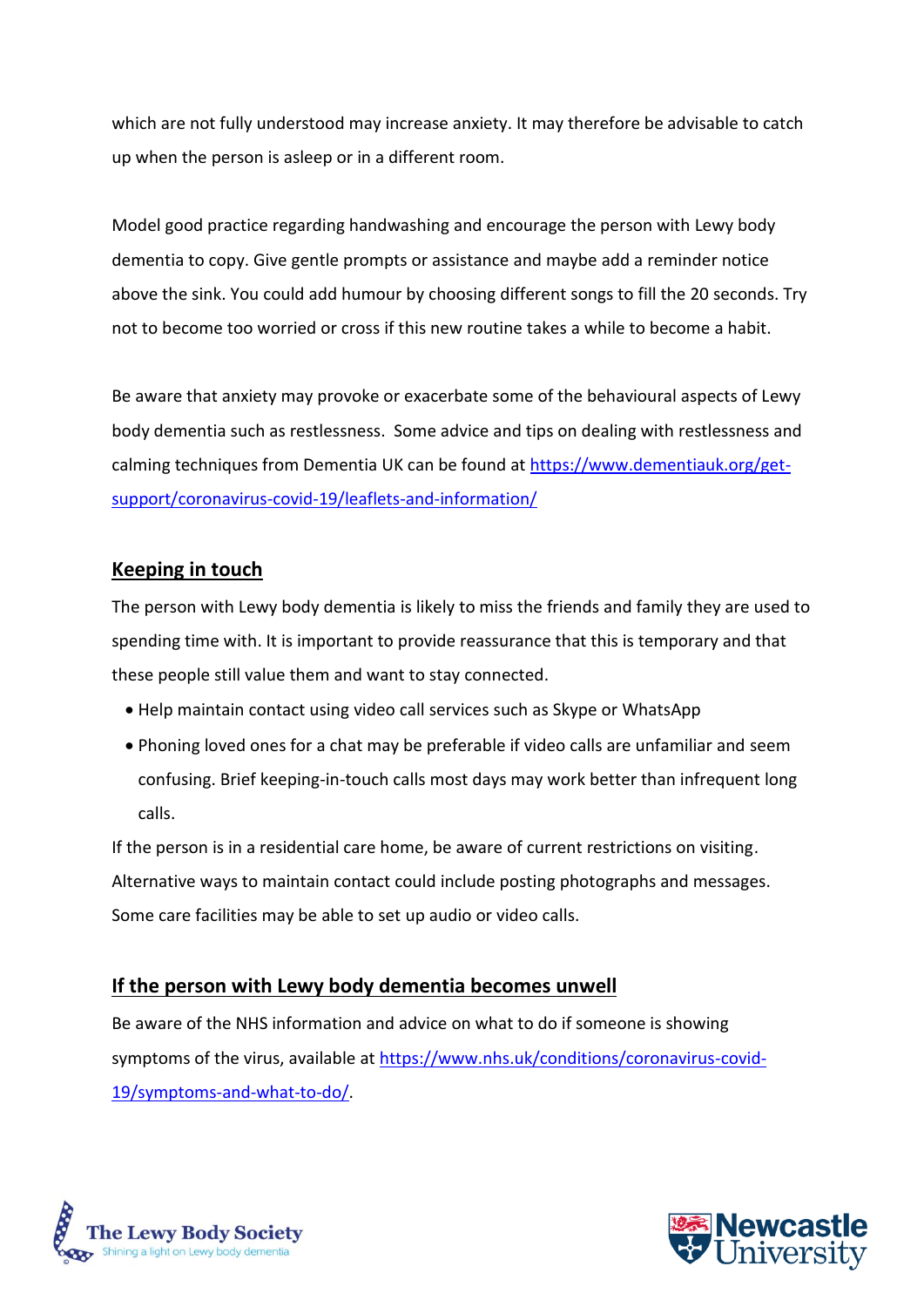which are not fully understood may increase anxiety. It may therefore be advisable to catch up when the person is asleep or in a different room.

Model good practice regarding handwashing and encourage the person with Lewy body dementia to copy. Give gentle prompts or assistance and maybe add a reminder notice above the sink. You could add humour by choosing different songs to fill the 20 seconds. Try not to become too worried or cross if this new routine takes a while to become a habit.

Be aware that anxiety may provoke or exacerbate some of the behavioural aspects of Lewy body dementia such as restlessness. Some advice and tips on dealing with restlessness and calming techniques from Dementia UK can be found at https://www.dementiauk.org/get-support/coronavirus-covid-19/leaflets-and-information/

## Keeping in touch

The person with Lewy body dementia is likely to miss the friends and family they are used to spending time with. It is important to provide reassurance that this is temporary and that these people still value them and want to stay connected.

- Help maintain contact using video call services such as Skype or WhatsApp
- Phoning loved ones for a chat may be preferable if video calls are unfamiliar and seem confusing. Brief keeping-in-touch calls most days may work better than infrequent long calls.

If the person is in a residential care home, be aware of current restrictions on visiting. Alternative ways to maintain contact could include posting photographs and messages. Some care facilities may be able to set up audio or video calls.

## If the person with Lewy body dementia becomes unwell

Be aware of the NHS information and advice on what to do if someone is showing symptoms of the virus, available at https://www.nhs.uk/conditions/coronavirus-covid-19/symptoms-and-what-to-do/.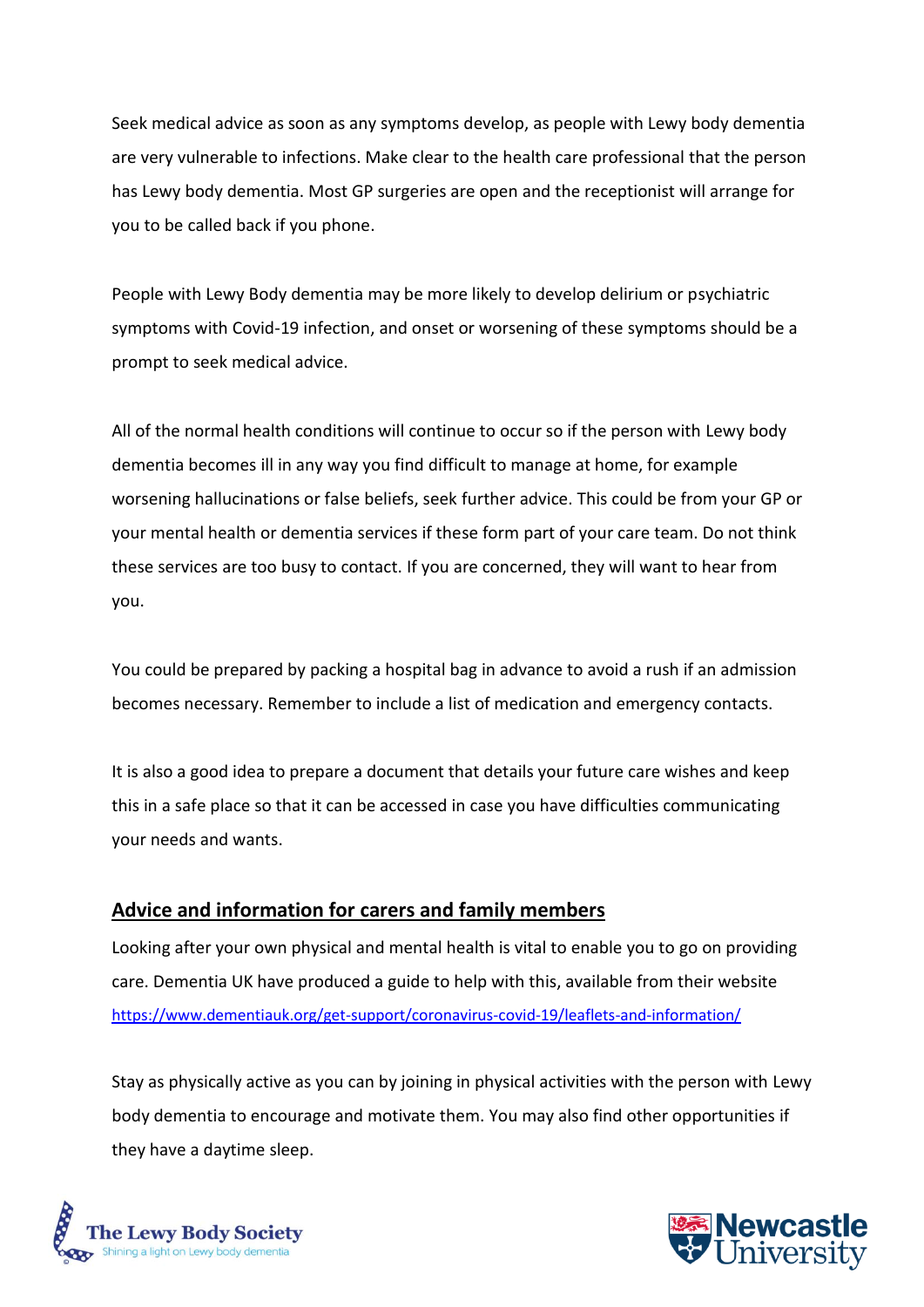Seek medical advice as soon as any symptoms develop, as people with Lewy body dementia are very vulnerable to infections. Make clear to the health care professional that the person has Lewy body dementia. Most GP surgeries are open and the receptionist will arrange for you to be called back if you phone.

People with Lewy Body dementia may be more likely to develop delirium or psychiatric symptoms with Covid-19 infection, and onset or worsening of these symptoms should be a prompt to seek medical advice.

All of the normal health conditions will continue to occur so if the person with Lewy body dementia becomes ill in any way you find difficult to manage at home, for example worsening hallucinations or false beliefs, seek further advice. This could be from your GP or your mental health or dementia services if these form part of your care team. Do not think these services are too busy to contact. If you are concerned, they will want to hear from you.

You could be prepared by packing a hospital bag in advance to avoid a rush if an admission becomes necessary. Remember to include a list of medication and emergency contacts.

It is also a good idea to prepare a document that details your future care wishes and keep this in a safe place so that it can be accessed in case you have difficulties communicating your needs and wants.

## Advice and information for carers and family members

Looking after your own physical and mental health is vital to enable you to go on providing care. Dementia UK have produced a guide to help with this, available from their website https://www.dementiauk.org/get-support/coronavirus-covid-19/leaflets-and-information/

Stay as physically active as you can by joining in physical activities with the person with Lewy body dementia to encourage and motivate them. You may also find other opportunities if they have a daytime sleep.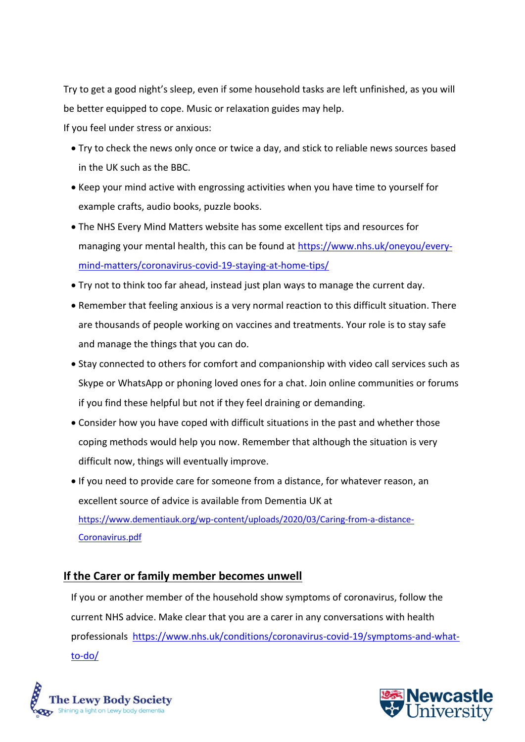Try to get a good night's sleep, even if some household tasks are left unfinished, as you will be better equipped to cope. Music or relaxation guides may help.

If you feel under stress or anxious:

- Try to check the news only once or twice a day, and stick to reliable news sources based in the UK such as the BBC.
- Keep your mind active with engrossing activities when you have time to yourself for example crafts, audio books, puzzle books.
- The NHS Every Mind Matters website has some excellent tips and resources for managing your mental health, this can be found at https://www.nhs.uk/oneyou/every-mind-matters/coronavirus-covid-19-staying-at-home-tips/
- Try not to think too far ahead, instead just plan ways to manage the current day.
- Remember that feeling anxious is a very normal reaction to this difficult situation. There are thousands of people working on vaccines and treatments. Your role is to stay safe and manage the things that you can do.
- Stay connected to others for comfort and companionship with video call services such as Skype or WhatsApp or phoning loved ones for a chat. Join online communities or forums if you find these helpful but not if they feel draining or demanding.
- Consider how you have coped with difficult situations in the past and whether those coping methods would help you now. Remember that although the situation is very difficult now, things will eventually improve.
- If you need to provide care for someone from a distance, for whatever reason, an excellent source of advice is available from Dementia UK at https://www.dementiauk.org/wp-content/uploads/2020/03/Caring-from-a-distance-Coronavirus.pdf

## If the Carer or family member becomes unwell

If you or another member of the household show symptoms of coronavirus, follow the current NHS advice. Make clear that you are a carer in any conversations with health professionals https://www.nhs.uk/conditions/coronavirus-covid-19/symptoms-and-what-to-do/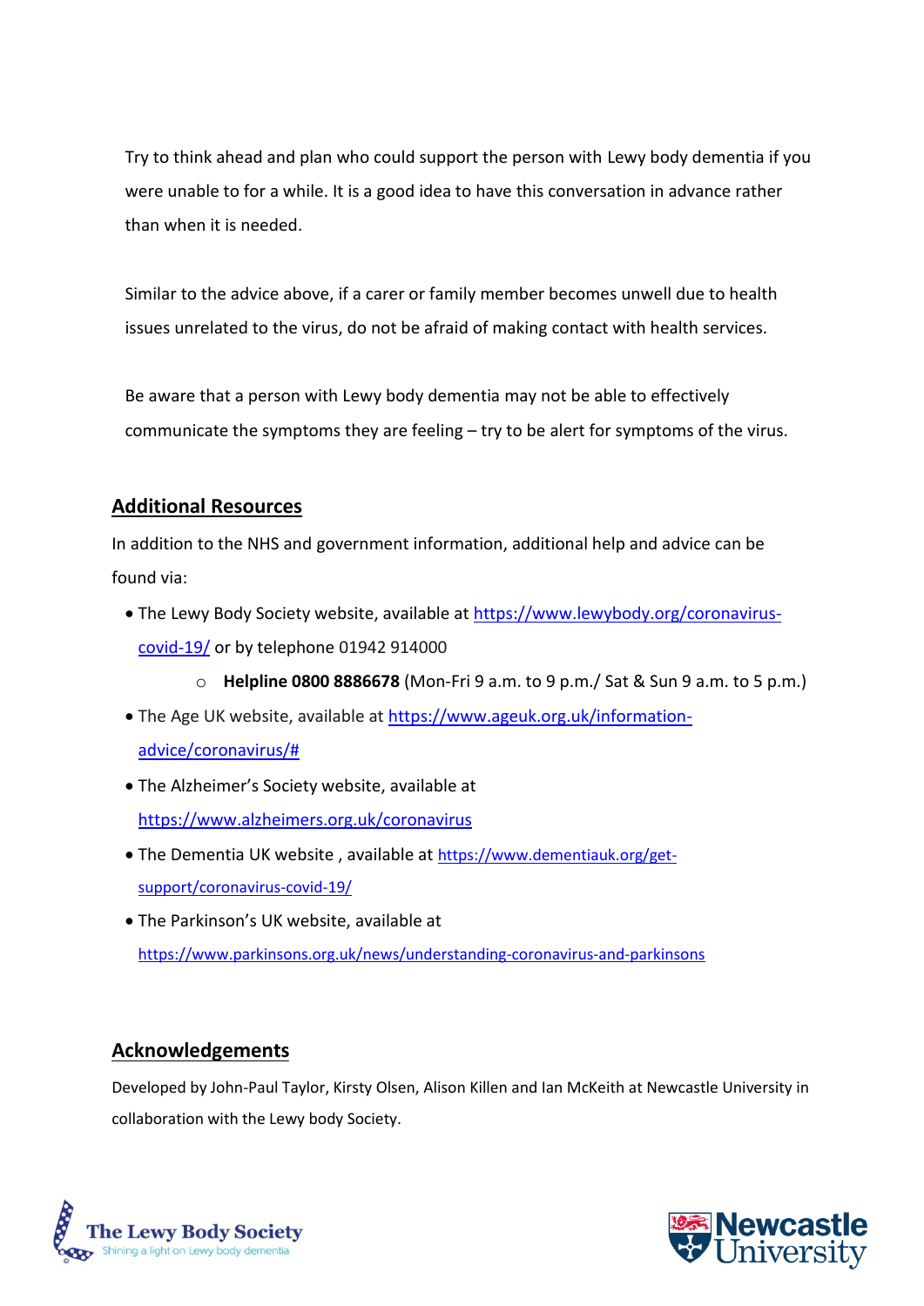Try to think ahead and plan who could support the person with Lewy body dementia if you were unable to for a while. It is a good idea to have this conversation in advance rather than when it is needed.

Similar to the advice above, if a carer or family member becomes unwell due to health issues unrelated to the virus, do not be afraid of making contact with health services.

Be aware that a person with Lewy body dementia may not be able to effectively communicate the symptoms they are feeling – try to be alert for symptoms of the virus.

## Additional Resources

In addition to the NHS and government information, additional help and advice can be found via:

- The Lewy Body Society website, available at https://www.lewybody.org/coronavirus-covid-19/ or by telephone 01942 914000
    - **Helpline 0800 8886678** (Mon-Fri 9 a.m. to 9 p.m./ Sat & Sun 9 a.m. to 5 p.m.)
- The Age UK website, available at https://www.ageuk.org.uk/information-advice/coronavirus/#
- The Alzheimer's Society website, available at https://www.alzheimers.org.uk/coronavirus
- The Dementia UK website , available at https://www.dementiauk.org/get-support/coronavirus-covid-19/
- The Parkinson's UK website, available at https://www.parkinsons.org.uk/news/understanding-coronavirus-and-parkinsons

## Acknowledgements

Developed by John-Paul Taylor, Kirsty Olsen, Alison Killen and Ian McKeith at Newcastle University in collaboration with the Lewy body Society.

The Lewy Body Society
Shining a light on Lewy body dementia

Newcastle University